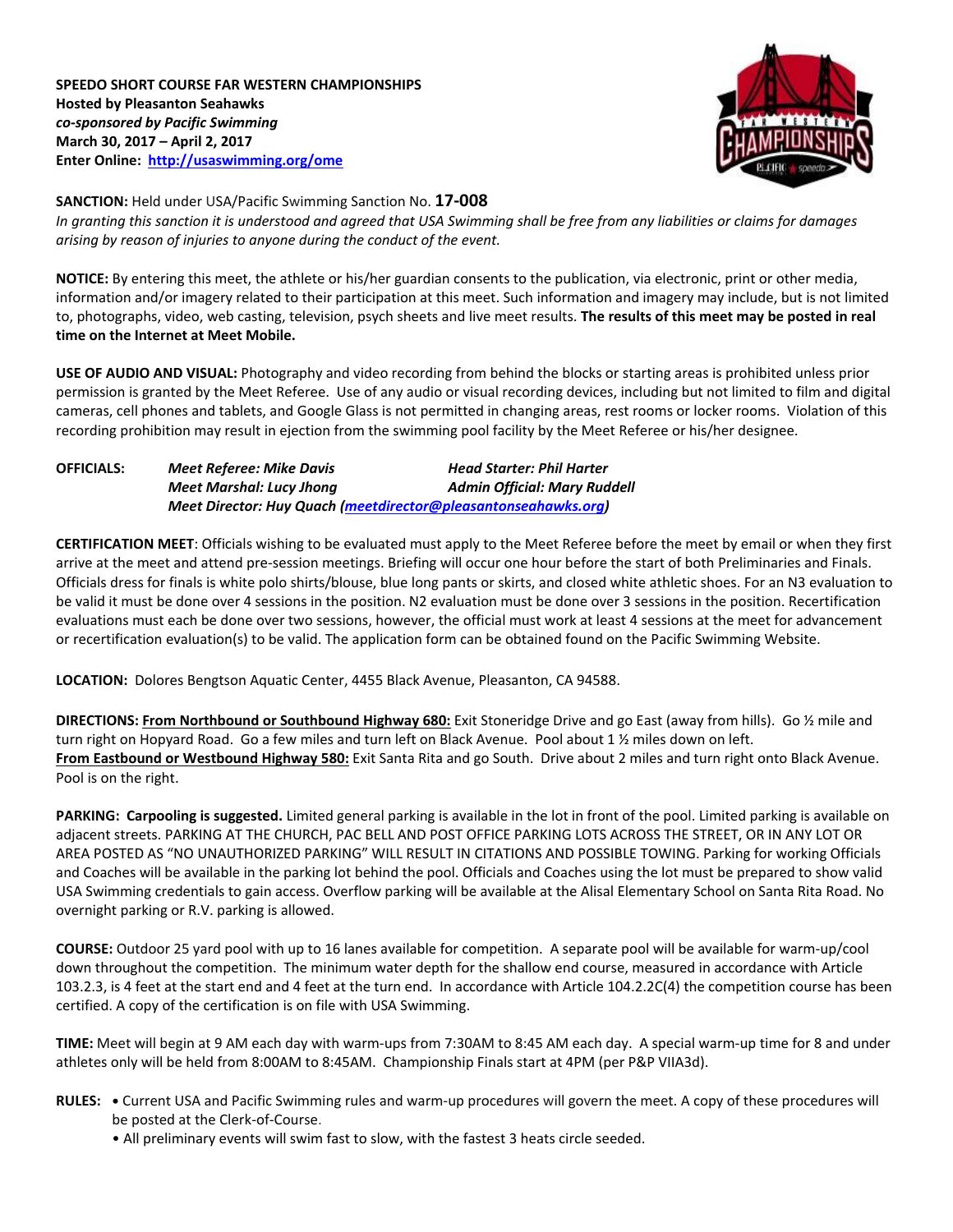**SPEEDO SHORT COURSE FAR WESTERN CHAMPIONSHIPS**
**Hosted by Pleasanton Seahawks**
***co-sponsored by Pacific Swimming***
**March 30, 2017 – April 2, 2017**
**Enter Online: http://usaswimming.org/ome**

**SANCTION:** Held under USA/Pacific Swimming Sanction No. **17-008**
*In granting this sanction it is understood and agreed that USA Swimming shall be free from any liabilities or claims for damages arising by reason of injuries to anyone during the conduct of the event.*

**NOTICE:** By entering this meet, the athlete or his/her guardian consents to the publication, via electronic, print or other media, information and/or imagery related to their participation at this meet. Such information and imagery may include, but is not limited to, photographs, video, web casting, television, psych sheets and live meet results. **The results of this meet may be posted in real time on the Internet at Meet Mobile.**

**USE OF AUDIO AND VISUAL:** Photography and video recording from behind the blocks or starting areas is prohibited unless prior permission is granted by the Meet Referee. Use of any audio or visual recording devices, including but not limited to film and digital cameras, cell phones and tablets, and Google Glass is not permitted in changing areas, rest rooms or locker rooms. Violation of this recording prohibition may result in ejection from the swimming pool facility by the Meet Referee or his/her designee.

**OFFICIALS:**
*Meet Referee: Mike Davis* — *Head Starter: Phil Harter*
*Meet Marshal: Lucy Jhong* — *Admin Official: Mary Ruddell*
*Meet Director: Huy Quach (meetdirector@pleasantonseahawks.org)*

**CERTIFICATION MEET**: Officials wishing to be evaluated must apply to the Meet Referee before the meet by email or when they first arrive at the meet and attend pre-session meetings. Briefing will occur one hour before the start of both Preliminaries and Finals. Officials dress for finals is white polo shirts/blouse, blue long pants or skirts, and closed white athletic shoes. For an N3 evaluation to be valid it must be done over 4 sessions in the position. N2 evaluation must be done over 3 sessions in the position. Recertification evaluations must each be done over two sessions, however, the official must work at least 4 sessions at the meet for advancement or recertification evaluation(s) to be valid. The application form can be obtained found on the Pacific Swimming Website.

**LOCATION:** Dolores Bengtson Aquatic Center, 4455 Black Avenue, Pleasanton, CA 94588.

**DIRECTIONS:** **From Northbound or Southbound Highway 680:** Exit Stoneridge Drive and go East (away from hills). Go ½ mile and turn right on Hopyard Road. Go a few miles and turn left on Black Avenue. Pool about 1 ½ miles down on left.
**From Eastbound or Westbound Highway 580:** Exit Santa Rita and go South. Drive about 2 miles and turn right onto Black Avenue. Pool is on the right.

**PARKING: Carpooling is suggested.** Limited general parking is available in the lot in front of the pool. Limited parking is available on adjacent streets. PARKING AT THE CHURCH, PAC BELL AND POST OFFICE PARKING LOTS ACROSS THE STREET, OR IN ANY LOT OR AREA POSTED AS "NO UNAUTHORIZED PARKING" WILL RESULT IN CITATIONS AND POSSIBLE TOWING. Parking for working Officials and Coaches will be available in the parking lot behind the pool. Officials and Coaches using the lot must be prepared to show valid USA Swimming credentials to gain access. Overflow parking will be available at the Alisal Elementary School on Santa Rita Road. No overnight parking or R.V. parking is allowed.

**COURSE:** Outdoor 25 yard pool with up to 16 lanes available for competition. A separate pool will be available for warm-up/cool down throughout the competition. The minimum water depth for the shallow end course, measured in accordance with Article 103.2.3, is 4 feet at the start end and 4 feet at the turn end. In accordance with Article 104.2.2C(4) the competition course has been certified. A copy of the certification is on file with USA Swimming.

**TIME:** Meet will begin at 9 AM each day with warm-ups from 7:30AM to 8:45 AM each day. A special warm-up time for 8 and under athletes only will be held from 8:00AM to 8:45AM. Championship Finals start at 4PM (per P&P VIIA3d).

**RULES:**
- Current USA and Pacific Swimming rules and warm-up procedures will govern the meet. A copy of these procedures will be posted at the Clerk-of-Course.
- All preliminary events will swim fast to slow, with the fastest 3 heats circle seeded.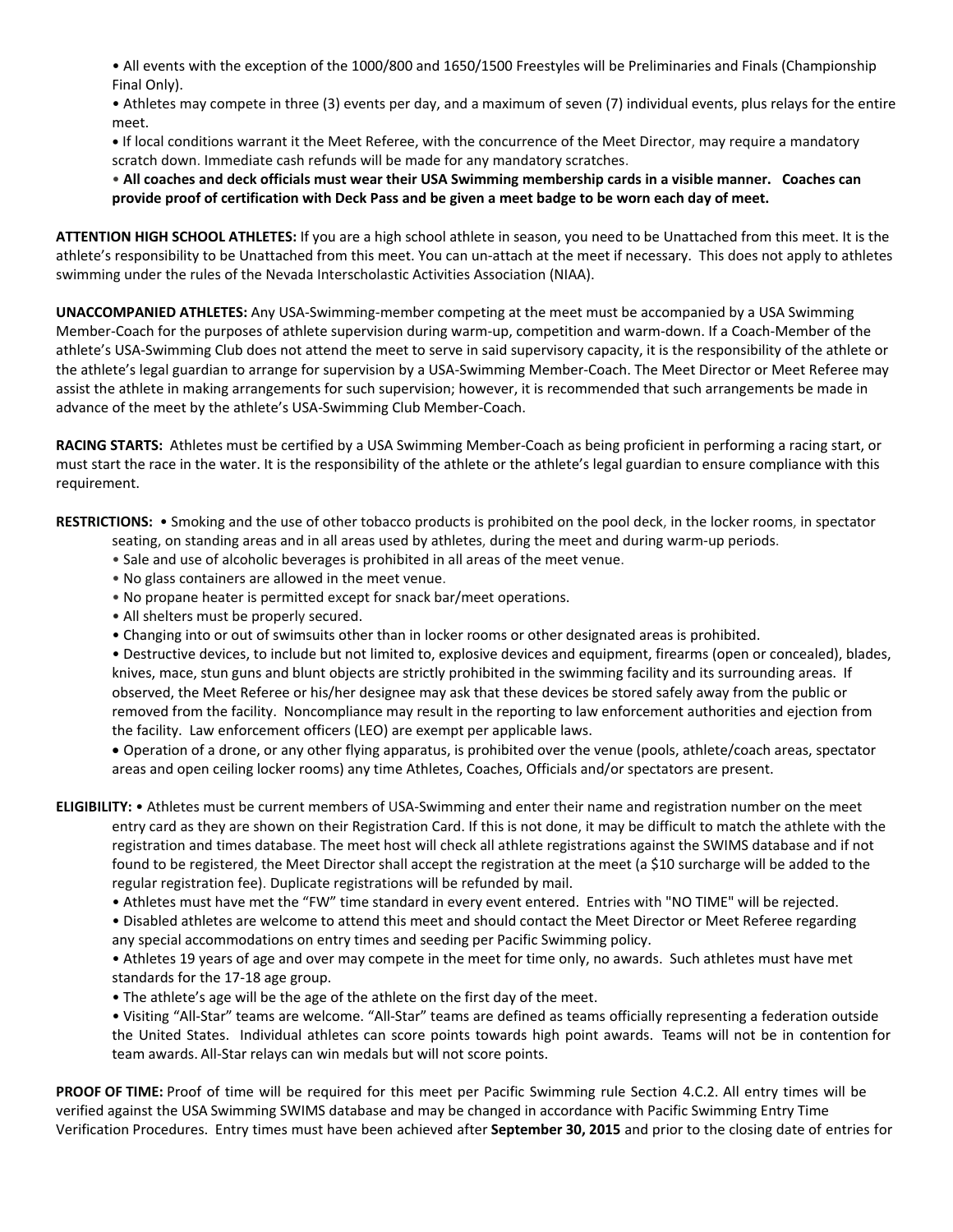- All events with the exception of the 1000/800 and 1650/1500 Freestyles will be Preliminaries and Finals (Championship Final Only).
- Athletes may compete in three (3) events per day, and a maximum of seven (7) individual events, plus relays for the entire meet.
- If local conditions warrant it the Meet Referee, with the concurrence of the Meet Director, may require a mandatory scratch down. Immediate cash refunds will be made for any mandatory scratches.
- **All coaches and deck officials must wear their USA Swimming membership cards in a visible manner. Coaches can provide proof of certification with Deck Pass and be given a meet badge to be worn each day of meet.**

**ATTENTION HIGH SCHOOL ATHLETES:** If you are a high school athlete in season, you need to be Unattached from this meet. It is the athlete's responsibility to be Unattached from this meet. You can un-attach at the meet if necessary. This does not apply to athletes swimming under the rules of the Nevada Interscholastic Activities Association (NIAA).

**UNACCOMPANIED ATHLETES:** Any USA-Swimming-member competing at the meet must be accompanied by a USA Swimming Member-Coach for the purposes of athlete supervision during warm-up, competition and warm-down. If a Coach-Member of the athlete's USA-Swimming Club does not attend the meet to serve in said supervisory capacity, it is the responsibility of the athlete or the athlete's legal guardian to arrange for supervision by a USA-Swimming Member-Coach. The Meet Director or Meet Referee may assist the athlete in making arrangements for such supervision; however, it is recommended that such arrangements be made in advance of the meet by the athlete's USA-Swimming Club Member-Coach.

**RACING STARTS:** Athletes must be certified by a USA Swimming Member-Coach as being proficient in performing a racing start, or must start the race in the water. It is the responsibility of the athlete or the athlete's legal guardian to ensure compliance with this requirement.

**RESTRICTIONS:**
- Smoking and the use of other tobacco products is prohibited on the pool deck, in the locker rooms, in spectator seating, on standing areas and in all areas used by athletes, during the meet and during warm-up periods.
- Sale and use of alcoholic beverages is prohibited in all areas of the meet venue.
- No glass containers are allowed in the meet venue.
- No propane heater is permitted except for snack bar/meet operations.
- All shelters must be properly secured.
- Changing into or out of swimsuits other than in locker rooms or other designated areas is prohibited.
- Destructive devices, to include but not limited to, explosive devices and equipment, firearms (open or concealed), blades, knives, mace, stun guns and blunt objects are strictly prohibited in the swimming facility and its surrounding areas. If observed, the Meet Referee or his/her designee may ask that these devices be stored safely away from the public or removed from the facility. Noncompliance may result in the reporting to law enforcement authorities and ejection from the facility. Law enforcement officers (LEO) are exempt per applicable laws.
- Operation of a drone, or any other flying apparatus, is prohibited over the venue (pools, athlete/coach areas, spectator areas and open ceiling locker rooms) any time Athletes, Coaches, Officials and/or spectators are present.

**ELIGIBILITY:**
- Athletes must be current members of USA-Swimming and enter their name and registration number on the meet entry card as they are shown on their Registration Card. If this is not done, it may be difficult to match the athlete with the registration and times database. The meet host will check all athlete registrations against the SWIMS database and if not found to be registered, the Meet Director shall accept the registration at the meet (a $10 surcharge will be added to the regular registration fee). Duplicate registrations will be refunded by mail.
- Athletes must have met the "FW" time standard in every event entered. Entries with "NO TIME" will be rejected.
- Disabled athletes are welcome to attend this meet and should contact the Meet Director or Meet Referee regarding any special accommodations on entry times and seeding per Pacific Swimming policy.
- Athletes 19 years of age and over may compete in the meet for time only, no awards. Such athletes must have met standards for the 17-18 age group.
- The athlete's age will be the age of the athlete on the first day of the meet.
- Visiting "All-Star" teams are welcome. "All-Star" teams are defined as teams officially representing a federation outside the United States. Individual athletes can score points towards high point awards. Teams will not be in contention for team awards. All-Star relays can win medals but will not score points.

**PROOF OF TIME:** Proof of time will be required for this meet per Pacific Swimming rule Section 4.C.2. All entry times will be verified against the USA Swimming SWIMS database and may be changed in accordance with Pacific Swimming Entry Time Verification Procedures. Entry times must have been achieved after **September 30, 2015** and prior to the closing date of entries for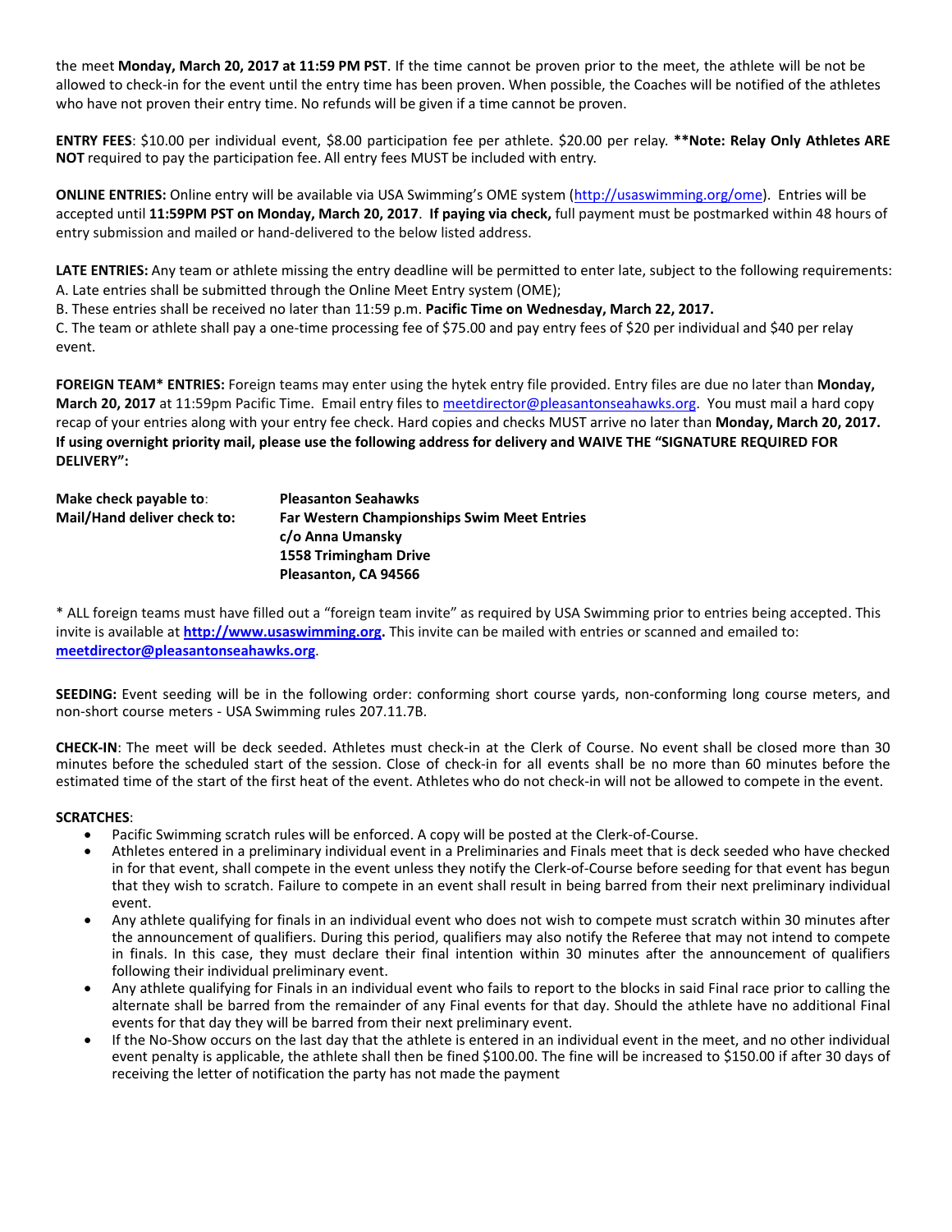the meet **Monday, March 20, 2017 at 11:59 PM PST**. If the time cannot be proven prior to the meet, the athlete will be not be allowed to check-in for the event until the entry time has been proven. When possible, the Coaches will be notified of the athletes who have not proven their entry time. No refunds will be given if a time cannot be proven.

**ENTRY FEES**: $10.00 per individual event, $8.00 participation fee per athlete. $20.00 per relay. ****Note: Relay Only Athletes ARE NOT** required to pay the participation fee. All entry fees MUST be included with entry.

**ONLINE ENTRIES:** Online entry will be available via USA Swimming's OME system (http://usaswimming.org/ome). Entries will be accepted until **11:59PM PST on Monday, March 20, 2017**. **If paying via check,** full payment must be postmarked within 48 hours of entry submission and mailed or hand-delivered to the below listed address.

**LATE ENTRIES:** Any team or athlete missing the entry deadline will be permitted to enter late, subject to the following requirements:
A. Late entries shall be submitted through the Online Meet Entry system (OME);
B. These entries shall be received no later than 11:59 p.m. **Pacific Time on Wednesday, March 22, 2017.**
C. The team or athlete shall pay a one-time processing fee of $75.00 and pay entry fees of $20 per individual and $40 per relay event.

**FOREIGN TEAM* ENTRIES:** Foreign teams may enter using the hytek entry file provided. Entry files are due no later than **Monday, March 20, 2017** at 11:59pm Pacific Time. Email entry files to meetdirector@pleasantonseahawks.org. You must mail a hard copy recap of your entries along with your entry fee check. Hard copies and checks MUST arrive no later than **Monday, March 20, 2017. If using overnight priority mail, please use the following address for delivery and WAIVE THE "SIGNATURE REQUIRED FOR DELIVERY":**

| | |
|---|---|
| **Make check payable to**: | **Pleasanton Seahawks** |
| **Mail/Hand deliver check to:** | **Far Western Championships Swim Meet Entries**<br>**c/o Anna Umansky**<br>**1558 Trimingham Drive**<br>**Pleasanton, CA 94566** |

* ALL foreign teams must have filled out a "foreign team invite" as required by USA Swimming prior to entries being accepted. This invite is available at **http://www.usaswimming.org.** This invite can be mailed with entries or scanned and emailed to: **meetdirector@pleasantonseahawks.org**.

**SEEDING:** Event seeding will be in the following order: conforming short course yards, non-conforming long course meters, and non-short course meters - USA Swimming rules 207.11.7B.

**CHECK-IN**: The meet will be deck seeded. Athletes must check-in at the Clerk of Course. No event shall be closed more than 30 minutes before the scheduled start of the session. Close of check-in for all events shall be no more than 60 minutes before the estimated time of the start of the first heat of the event. Athletes who do not check-in will not be allowed to compete in the event.

**SCRATCHES**:

- Pacific Swimming scratch rules will be enforced. A copy will be posted at the Clerk-of-Course.
- Athletes entered in a preliminary individual event in a Preliminaries and Finals meet that is deck seeded who have checked in for that event, shall compete in the event unless they notify the Clerk-of-Course before seeding for that event has begun that they wish to scratch. Failure to compete in an event shall result in being barred from their next preliminary individual event.
- Any athlete qualifying for finals in an individual event who does not wish to compete must scratch within 30 minutes after the announcement of qualifiers. During this period, qualifiers may also notify the Referee that may not intend to compete in finals. In this case, they must declare their final intention within 30 minutes after the announcement of qualifiers following their individual preliminary event.
- Any athlete qualifying for Finals in an individual event who fails to report to the blocks in said Final race prior to calling the alternate shall be barred from the remainder of any Final events for that day. Should the athlete have no additional Final events for that day they will be barred from their next preliminary event.
- If the No-Show occurs on the last day that the athlete is entered in an individual event in the meet, and no other individual event penalty is applicable, the athlete shall then be fined $100.00. The fine will be increased to $150.00 if after 30 days of receiving the letter of notification the party has not made the payment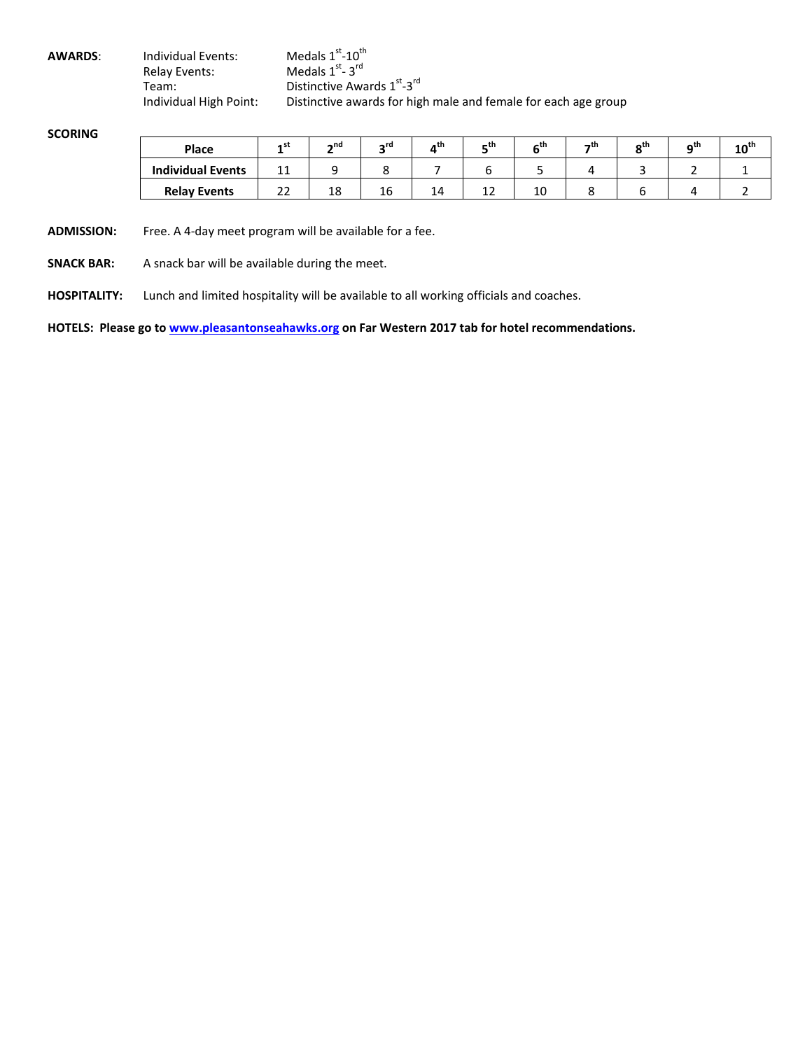**AWARDS**:

| | |
|---|---|
| Individual Events: | Medals 1st-10th |
| Relay Events: | Medals 1st- 3rd |
| Team: | Distinctive Awards 1st-3rd |
| Individual High Point: | Distinctive awards for high male and female for each age group |

**SCORING**

| Place | 1st | 2nd | 3rd | 4th | 5th | 6th | 7th | 8th | 9th | 10th |
|---|---|---|---|---|---|---|---|---|---|---|
| **Individual Events** | 11 | 9 | 8 | 7 | 6 | 5 | 4 | 3 | 2 | 1 |
| **Relay Events** | 22 | 18 | 16 | 14 | 12 | 10 | 8 | 6 | 4 | 2 |

**ADMISSION:** Free. A 4-day meet program will be available for a fee.

**SNACK BAR:** A snack bar will be available during the meet.

**HOSPITALITY:** Lunch and limited hospitality will be available to all working officials and coaches.

**HOTELS: Please go to [www.pleasantonseahawks.org](http://www.pleasantonseahawks.org) on Far Western 2017 tab for hotel recommendations.**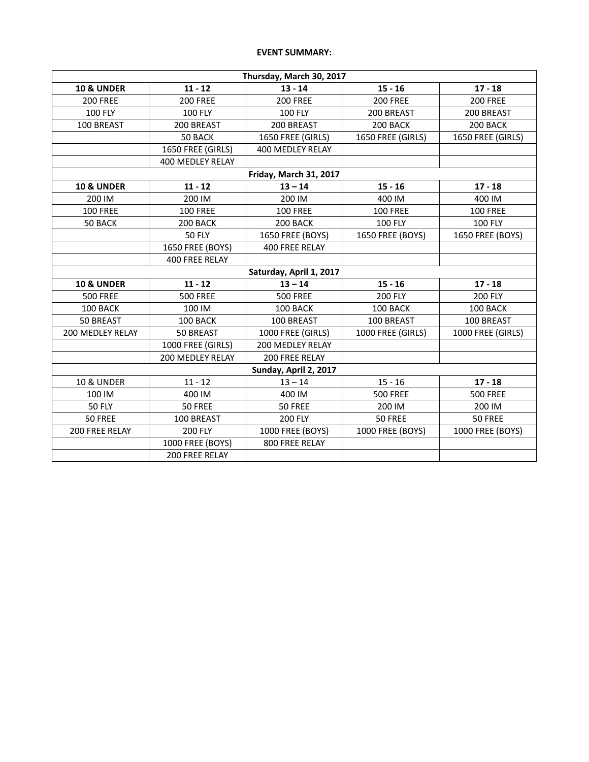**EVENT SUMMARY:**

| Thursday, March 30, 2017 | | | | |
|---|---|---|---|---|
| **10 & UNDER** | **11 - 12** | **13 - 14** | **15 - 16** | **17 - 18** |
| 200 FREE | 200 FREE | 200 FREE | 200 FREE | 200 FREE |
| 100 FLY | 100 FLY | 100 FLY | 200 BREAST | 200 BREAST |
| 100 BREAST | 200 BREAST | 200 BREAST | 200 BACK | 200 BACK |
| | 50 BACK | 1650 FREE (GIRLS) | 1650 FREE (GIRLS) | 1650 FREE (GIRLS) |
| | 1650 FREE (GIRLS) | 400 MEDLEY RELAY | | |
| | 400 MEDLEY RELAY | | | |
| **Friday, March 31, 2017** | | | | |
| **10 & UNDER** | **11 - 12** | **13 – 14** | **15 - 16** | **17 - 18** |
| 200 IM | 200 IM | 200 IM | 400 IM | 400 IM |
| 100 FREE | 100 FREE | 100 FREE | 100 FREE | 100 FREE |
| 50 BACK | 200 BACK | 200 BACK | 100 FLY | 100 FLY |
| | 50 FLY | 1650 FREE (BOYS) | 1650 FREE (BOYS) | 1650 FREE (BOYS) |
| | 1650 FREE (BOYS) | 400 FREE RELAY | | |
| | 400 FREE RELAY | | | |
| **Saturday, April 1, 2017** | | | | |
| **10 & UNDER** | **11 - 12** | **13 – 14** | **15 - 16** | **17 - 18** |
| 500 FREE | 500 FREE | 500 FREE | 200 FLY | 200 FLY |
| 100 BACK | 100 IM | 100 BACK | 100 BACK | 100 BACK |
| 50 BREAST | 100 BACK | 100 BREAST | 100 BREAST | 100 BREAST |
| 200 MEDLEY RELAY | 50 BREAST | 1000 FREE (GIRLS) | 1000 FREE (GIRLS) | 1000 FREE (GIRLS) |
| | 1000 FREE (GIRLS) | 200 MEDLEY RELAY | | |
| | 200 MEDLEY RELAY | 200 FREE RELAY | | |
| **Sunday, April 2, 2017** | | | | |
| 10 & UNDER | 11 - 12 | 13 – 14 | 15 - 16 | **17 - 18** |
| 100 IM | 400 IM | 400 IM | 500 FREE | 500 FREE |
| 50 FLY | 50 FREE | 50 FREE | 200 IM | 200 IM |
| 50 FREE | 100 BREAST | 200 FLY | 50 FREE | 50 FREE |
| 200 FREE RELAY | 200 FLY | 1000 FREE (BOYS) | 1000 FREE (BOYS) | 1000 FREE (BOYS) |
| | 1000 FREE (BOYS) | 800 FREE RELAY | | |
| | 200 FREE RELAY | | | |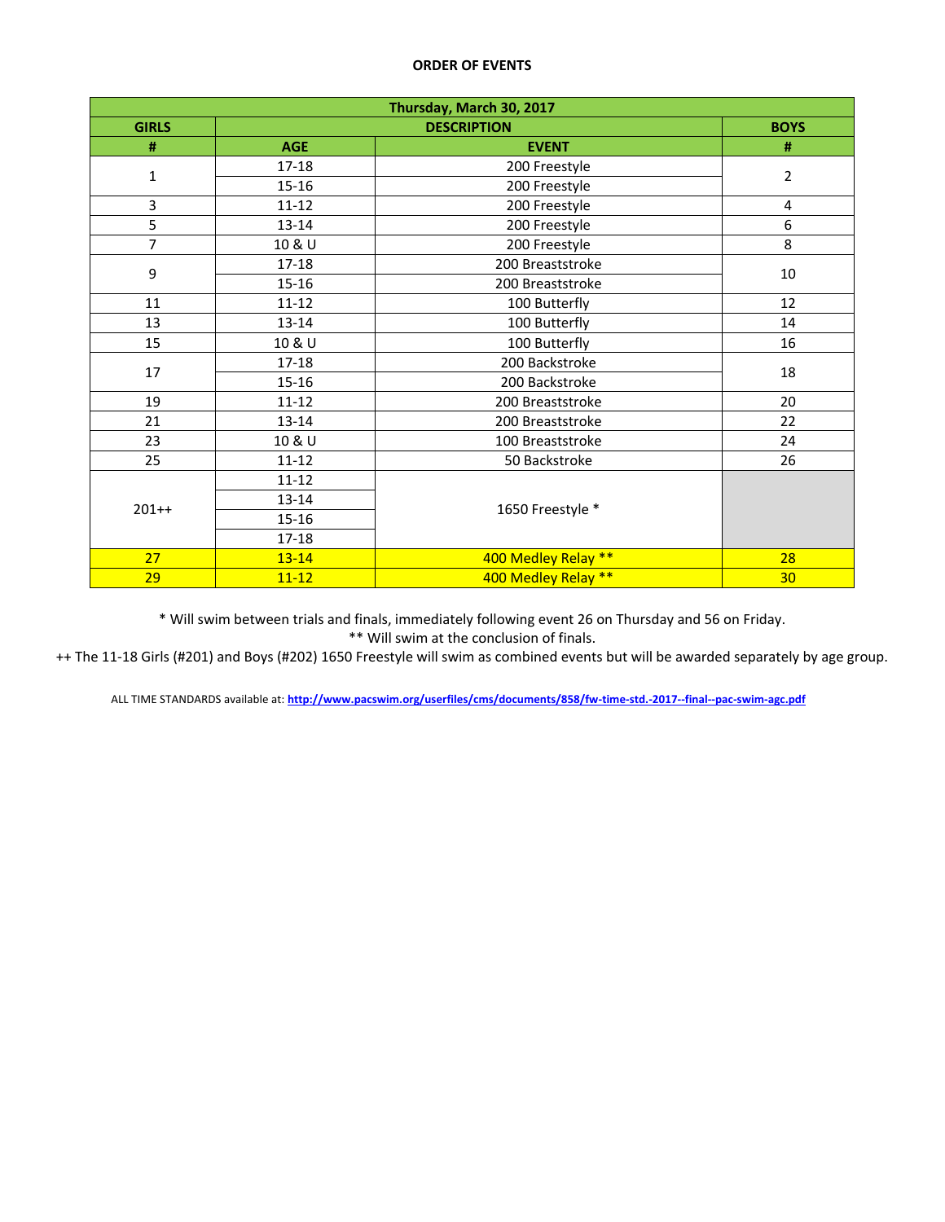**ORDER OF EVENTS**

| Thursday, March 30, 2017 | | | |
|---|---|---|---|
| GIRLS | DESCRIPTION | | BOYS |
| # | AGE | EVENT | # |
| 1 | 17-18 | 200 Freestyle | 2 |
| | 15-16 | 200 Freestyle | |
| 3 | 11-12 | 200 Freestyle | 4 |
| 5 | 13-14 | 200 Freestyle | 6 |
| 7 | 10 & U | 200 Freestyle | 8 |
| 9 | 17-18 | 200 Breaststroke | 10 |
| | 15-16 | 200 Breaststroke | |
| 11 | 11-12 | 100 Butterfly | 12 |
| 13 | 13-14 | 100 Butterfly | 14 |
| 15 | 10 & U | 100 Butterfly | 16 |
| 17 | 17-18 | 200 Backstroke | 18 |
| | 15-16 | 200 Backstroke | |
| 19 | 11-12 | 200 Breaststroke | 20 |
| 21 | 13-14 | 200 Breaststroke | 22 |
| 23 | 10 & U | 100 Breaststroke | 24 |
| 25 | 11-12 | 50 Backstroke | 26 |
| 201++ | 11-12 | 1650 Freestyle * | |
| | 13-14 | | |
| | 15-16 | | |
| | 17-18 | | |
| 27 | 13-14 | 400 Medley Relay ** | 28 |
| 29 | 11-12 | 400 Medley Relay ** | 30 |

\* Will swim between trials and finals, immediately following event 26 on Thursday and 56 on Friday.

** Will swim at the conclusion of finals.

++ The 11-18 Girls (#201) and Boys (#202) 1650 Freestyle will swim as combined events but will be awarded separately by age group.

ALL TIME STANDARDS available at: **http://www.pacswim.org/userfiles/cms/documents/858/fw-time-std.-2017--final--pac-swim-agc.pdf**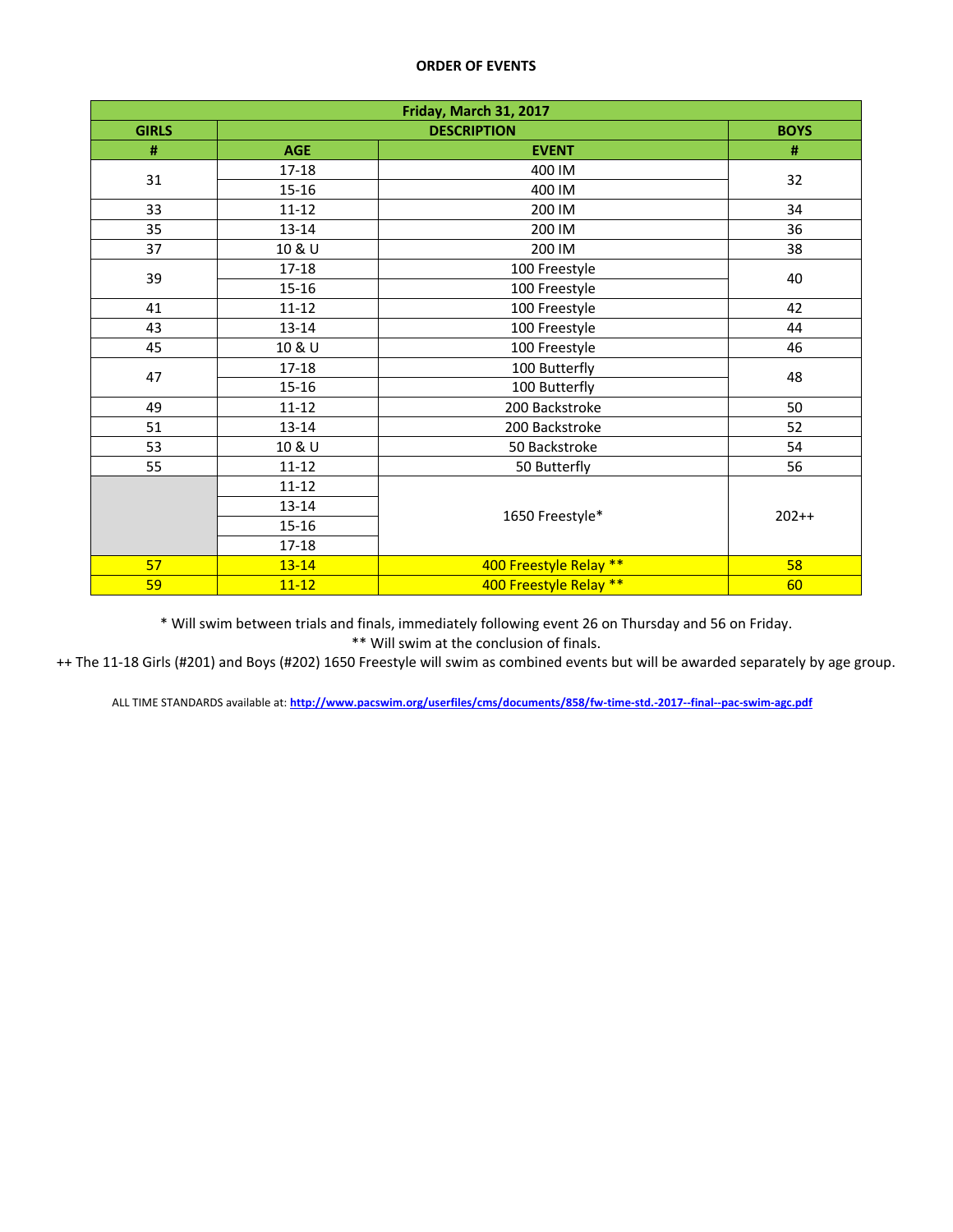**ORDER OF EVENTS**

| Friday, March 31, 2017 | | | |
|---|---|---|---|
| GIRLS | DESCRIPTION | | BOYS |
| # | AGE | EVENT | # |
| 31 | 17-18 | 400 IM | 32 |
| | 15-16 | 400 IM | |
| 33 | 11-12 | 200 IM | 34 |
| 35 | 13-14 | 200 IM | 36 |
| 37 | 10 & U | 200 IM | 38 |
| 39 | 17-18 | 100 Freestyle | 40 |
| | 15-16 | 100 Freestyle | |
| 41 | 11-12 | 100 Freestyle | 42 |
| 43 | 13-14 | 100 Freestyle | 44 |
| 45 | 10 & U | 100 Freestyle | 46 |
| 47 | 17-18 | 100 Butterfly | 48 |
| | 15-16 | 100 Butterfly | |
| 49 | 11-12 | 200 Backstroke | 50 |
| 51 | 13-14 | 200 Backstroke | 52 |
| 53 | 10 & U | 50 Backstroke | 54 |
| 55 | 11-12 | 50 Butterfly | 56 |
| | 11-12 | 1650 Freestyle* | 202++ |
| | 13-14 | | |
| | 15-16 | | |
| | 17-18 | | |
| 57 | 13-14 | 400 Freestyle Relay ** | 58 |
| 59 | 11-12 | 400 Freestyle Relay ** | 60 |

\* Will swim between trials and finals, immediately following event 26 on Thursday and 56 on Friday.

** Will swim at the conclusion of finals.

++ The 11-18 Girls (#201) and Boys (#202) 1650 Freestyle will swim as combined events but will be awarded separately by age group.

ALL TIME STANDARDS available at: **http://www.pacswim.org/userfiles/cms/documents/858/fw-time-std.-2017--final--pac-swim-agc.pdf**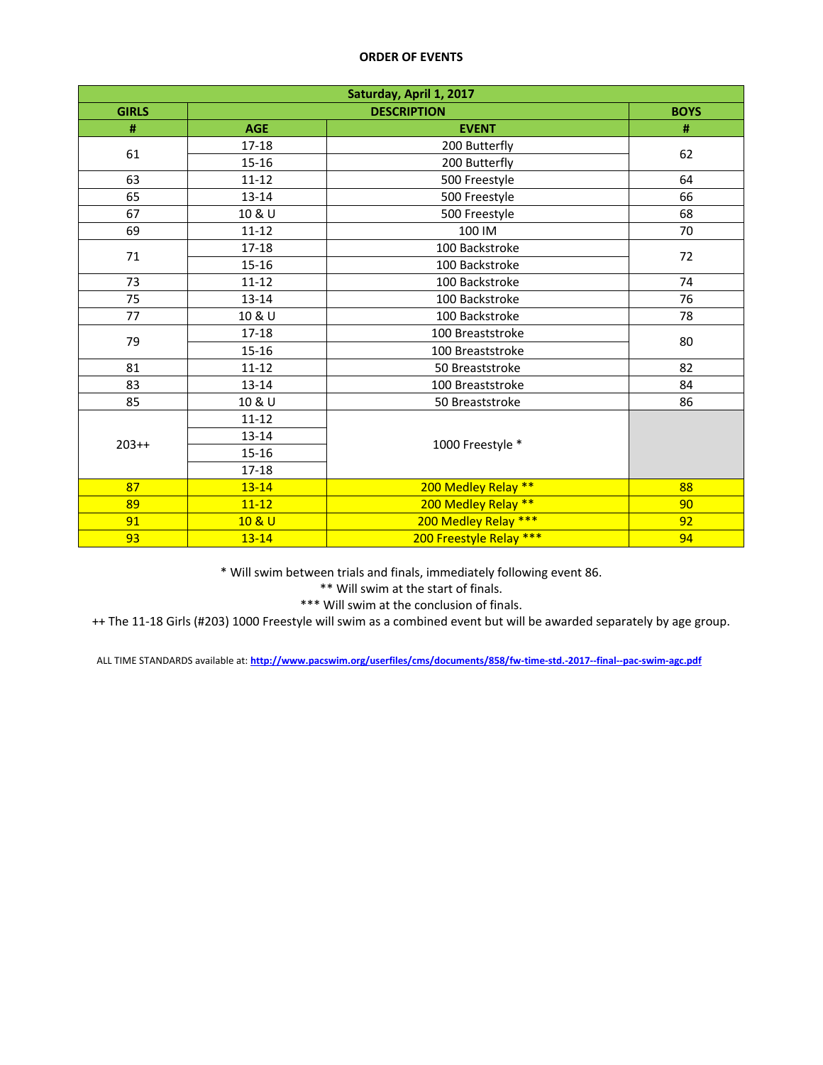**ORDER OF EVENTS**

| Saturday, April 1, 2017 | | | |
|---|---|---|---|
| GIRLS | DESCRIPTION | | BOYS |
| # | AGE | EVENT | # |
| 61 | 17-18 | 200 Butterfly | 62 |
| | 15-16 | 200 Butterfly | |
| 63 | 11-12 | 500 Freestyle | 64 |
| 65 | 13-14 | 500 Freestyle | 66 |
| 67 | 10 & U | 500 Freestyle | 68 |
| 69 | 11-12 | 100 IM | 70 |
| 71 | 17-18 | 100 Backstroke | 72 |
| | 15-16 | 100 Backstroke | |
| 73 | 11-12 | 100 Backstroke | 74 |
| 75 | 13-14 | 100 Backstroke | 76 |
| 77 | 10 & U | 100 Backstroke | 78 |
| 79 | 17-18 | 100 Breaststroke | 80 |
| | 15-16 | 100 Breaststroke | |
| 81 | 11-12 | 50 Breaststroke | 82 |
| 83 | 13-14 | 100 Breaststroke | 84 |
| 85 | 10 & U | 50 Breaststroke | 86 |
| 203++ | 11-12 | 1000 Freestyle * | |
| | 13-14 | | |
| | 15-16 | | |
| | 17-18 | | |
| 87 | 13-14 | 200 Medley Relay ** | 88 |
| 89 | 11-12 | 200 Medley Relay ** | 90 |
| 91 | 10 & U | 200 Medley Relay *** | 92 |
| 93 | 13-14 | 200 Freestyle Relay *** | 94 |

* Will swim between trials and finals, immediately following event 86.

** Will swim at the start of finals.

*** Will swim at the conclusion of finals.

++ The 11-18 Girls (#203) 1000 Freestyle will swim as a combined event but will be awarded separately by age group.

ALL TIME STANDARDS available at: **http://www.pacswim.org/userfiles/cms/documents/858/fw-time-std.-2017--final--pac-swim-agc.pdf**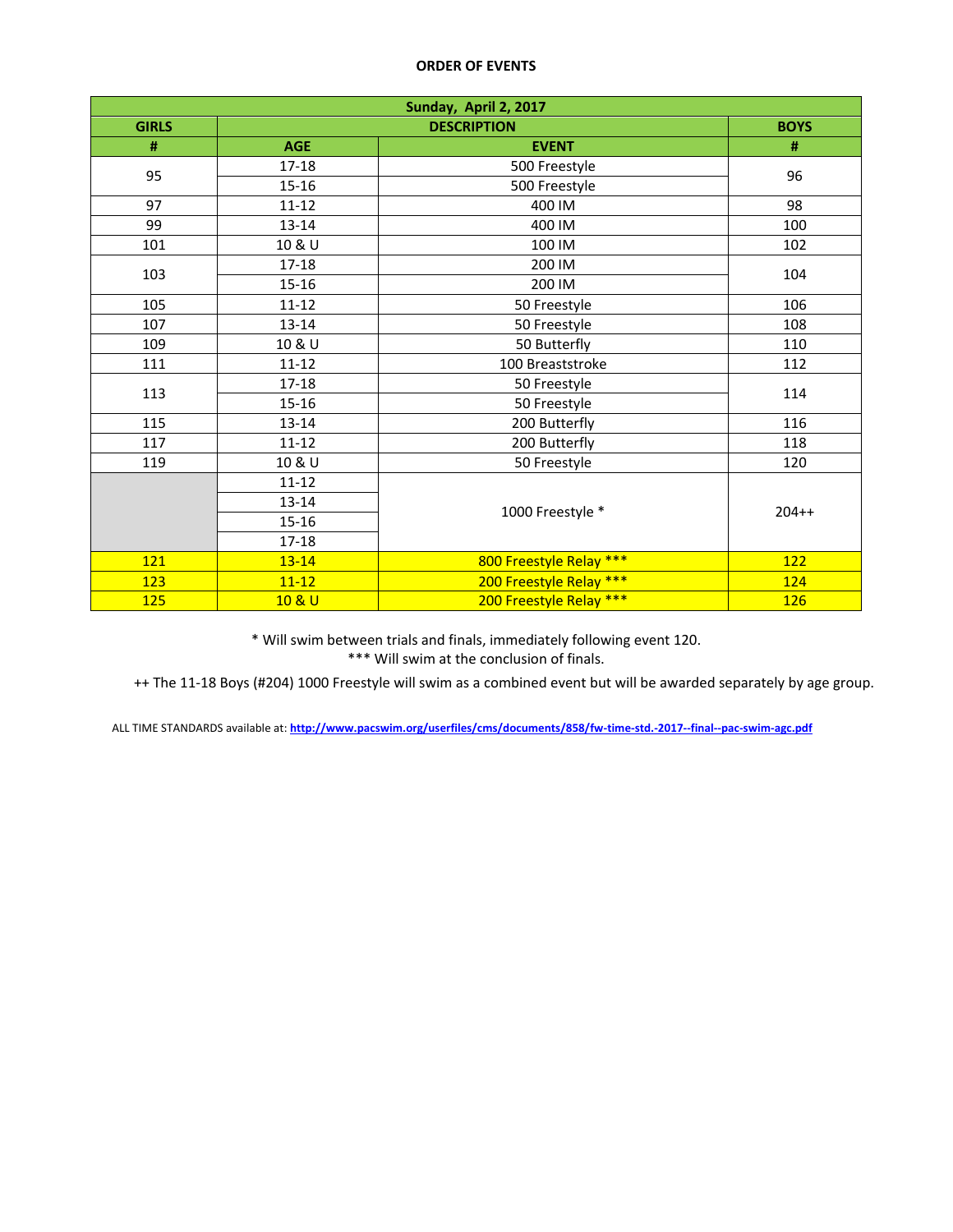**ORDER OF EVENTS**

| Sunday, April 2, 2017 | | | |
|---|---|---|---|
| **GIRLS** | **DESCRIPTION** | | **BOYS** |
| **#** | **AGE** | **EVENT** | **#** |
| 95 | 17-18 | 500 Freestyle | 96 |
| | 15-16 | 500 Freestyle | |
| 97 | 11-12 | 400 IM | 98 |
| 99 | 13-14 | 400 IM | 100 |
| 101 | 10 & U | 100 IM | 102 |
| 103 | 17-18 | 200 IM | 104 |
| | 15-16 | 200 IM | |
| 105 | 11-12 | 50 Freestyle | 106 |
| 107 | 13-14 | 50 Freestyle | 108 |
| 109 | 10 & U | 50 Butterfly | 110 |
| 111 | 11-12 | 100 Breaststroke | 112 |
| 113 | 17-18 | 50 Freestyle | 114 |
| | 15-16 | 50 Freestyle | |
| 115 | 13-14 | 200 Butterfly | 116 |
| 117 | 11-12 | 200 Butterfly | 118 |
| 119 | 10 & U | 50 Freestyle | 120 |
| | 11-12 | 1000 Freestyle * | 204++ |
| | 13-14 | | |
| | 15-16 | | |
| | 17-18 | | |
| 121 | 13-14 | 800 Freestyle Relay *** | 122 |
| 123 | 11-12 | 200 Freestyle Relay *** | 124 |
| 125 | 10 & U | 200 Freestyle Relay *** | 126 |

* Will swim between trials and finals, immediately following event 120.

*** Will swim at the conclusion of finals.

++ The 11-18 Boys (#204) 1000 Freestyle will swim as a combined event but will be awarded separately by age group.

ALL TIME STANDARDS available at: **http://www.pacswim.org/userfiles/cms/documents/858/fw-time-std.-2017--final--pac-swim-agc.pdf**